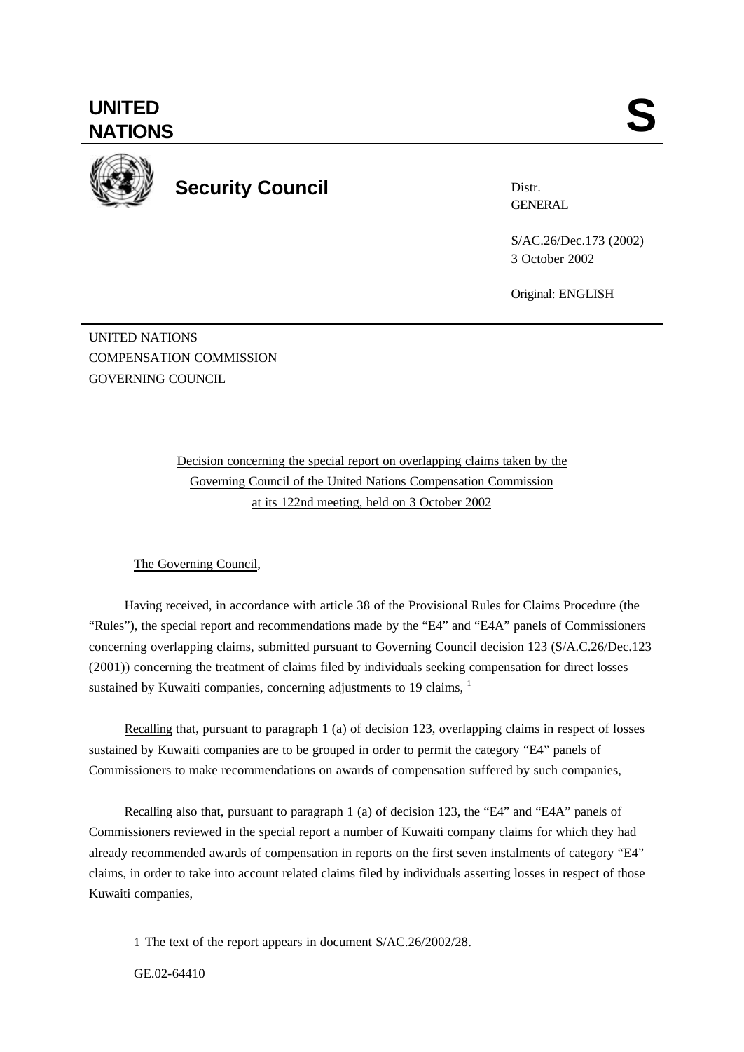**UNITED NATIONS**

**S**

**Security Council**

Distr.
GENERAL

S/AC.26/Dec.173 (2002)
3 October 2002

Original: ENGLISH

UNITED NATIONS
COMPENSATION COMMISSION
GOVERNING COUNCIL

Decision concerning the special report on overlapping claims taken by the Governing Council of the United Nations Compensation Commission at its 122nd meeting, held on 3 October 2002

The Governing Council,

Having received, in accordance with article 38 of the Provisional Rules for Claims Procedure (the "Rules"), the special report and recommendations made by the "E4" and "E4A" panels of Commissioners concerning overlapping claims, submitted pursuant to Governing Council decision 123 (S/A.C.26/Dec.123 (2001)) concerning the treatment of claims filed by individuals seeking compensation for direct losses sustained by Kuwaiti companies, concerning adjustments to 19 claims, [1]

Recalling that, pursuant to paragraph 1 (a) of decision 123, overlapping claims in respect of losses sustained by Kuwaiti companies are to be grouped in order to permit the category "E4" panels of Commissioners to make recommendations on awards of compensation suffered by such companies,

Recalling also that, pursuant to paragraph 1 (a) of decision 123, the "E4" and "E4A" panels of Commissioners reviewed in the special report a number of Kuwaiti company claims for which they had already recommended awards of compensation in reports on the first seven instalments of category "E4" claims, in order to take into account related claims filed by individuals asserting losses in respect of those Kuwaiti companies,

---

1 The text of the report appears in document S/AC.26/2002/28.

GE.02-64410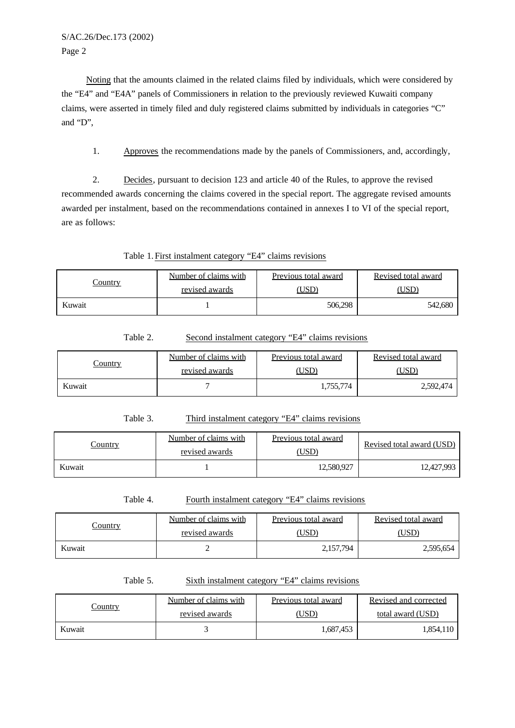Noting that the amounts claimed in the related claims filed by individuals, which were considered by the "E4" and "E4A" panels of Commissioners in relation to the previously reviewed Kuwaiti company claims, were asserted in timely filed and duly registered claims submitted by individuals in categories "C" and "D",

1. Approves the recommendations made by the panels of Commissioners, and, accordingly,

2. Decides, pursuant to decision 123 and article 40 of the Rules, to approve the revised recommended awards concerning the claims covered in the special report. The aggregate revised amounts awarded per instalment, based on the recommendations contained in annexes I to VI of the special report, are as follows:

Table 1. First instalment category "E4" claims revisions

| Country | Number of claims with revised awards | Previous total award (USD) | Revised total award (USD) |
|---|---|---|---|
| Kuwait | 1 | 506,298 | 542,680 |

Table 2. Second instalment category "E4" claims revisions

| Country | Number of claims with revised awards | Previous total award (USD) | Revised total award (USD) |
|---|---|---|---|
| Kuwait | 7 | 1,755,774 | 2,592,474 |

Table 3. Third instalment category "E4" claims revisions

| Country | Number of claims with revised awards | Previous total award (USD) | Revised total award (USD) |
|---|---|---|---|
| Kuwait | 1 | 12,580,927 | 12,427,993 |

Table 4. Fourth instalment category "E4" claims revisions

| Country | Number of claims with revised awards | Previous total award (USD) | Revised total award (USD) |
|---|---|---|---|
| Kuwait | 2 | 2,157,794 | 2,595,654 |

Table 5. Sixth instalment category "E4" claims revisions

| Country | Number of claims with revised awards | Previous total award (USD) | Revised and corrected total award (USD) |
|---|---|---|---|
| Kuwait | 3 | 1,687,453 | 1,854,110 |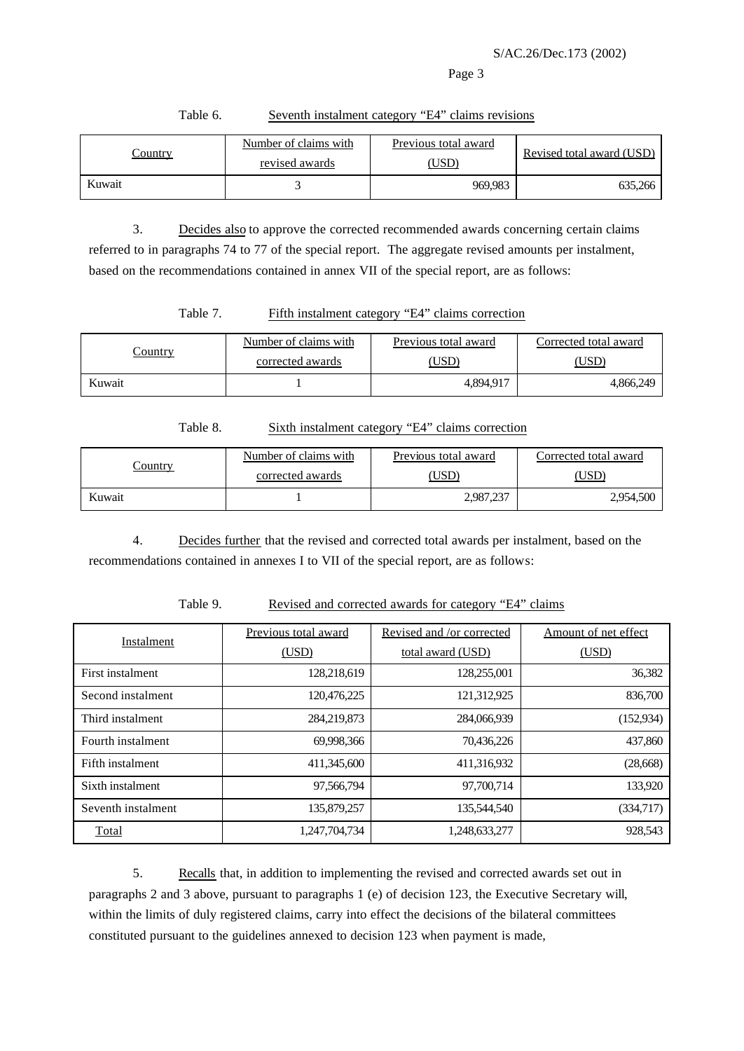Table 6. Seventh instalment category "E4" claims revisions

| Country | Number of claims with revised awards | Previous total award (USD) | Revised total award (USD) |
|---|---|---|---|
| Kuwait | 3 | 969,983 | 635,266 |

3. Decides also to approve the corrected recommended awards concerning certain claims referred to in paragraphs 74 to 77 of the special report. The aggregate revised amounts per instalment, based on the recommendations contained in annex VII of the special report, are as follows:

Table 7. Fifth instalment category "E4" claims correction

| Country | Number of claims with corrected awards | Previous total award (USD) | Corrected total award (USD) |
|---|---|---|---|
| Kuwait | 1 | 4,894,917 | 4,866,249 |

Table 8. Sixth instalment category "E4" claims correction

| Country | Number of claims with corrected awards | Previous total award (USD) | Corrected total award (USD) |
|---|---|---|---|
| Kuwait | 1 | 2,987,237 | 2,954,500 |

4. Decides further that the revised and corrected total awards per instalment, based on the recommendations contained in annexes I to VII of the special report, are as follows:

Table 9. Revised and corrected awards for category "E4" claims

| Instalment | Previous total award (USD) | Revised and /or corrected total award (USD) | Amount of net effect (USD) |
|---|---|---|---|
| First instalment | 128,218,619 | 128,255,001 | 36,382 |
| Second instalment | 120,476,225 | 121,312,925 | 836,700 |
| Third instalment | 284,219,873 | 284,066,939 | (152,934) |
| Fourth instalment | 69,998,366 | 70,436,226 | 437,860 |
| Fifth instalment | 411,345,600 | 411,316,932 | (28,668) |
| Sixth instalment | 97,566,794 | 97,700,714 | 133,920 |
| Seventh instalment | 135,879,257 | 135,544,540 | (334,717) |
| Total | 1,247,704,734 | 1,248,633,277 | 928,543 |

5. Recalls that, in addition to implementing the revised and corrected awards set out in paragraphs 2 and 3 above, pursuant to paragraphs 1 (e) of decision 123, the Executive Secretary will, within the limits of duly registered claims, carry into effect the decisions of the bilateral committees constituted pursuant to the guidelines annexed to decision 123 when payment is made,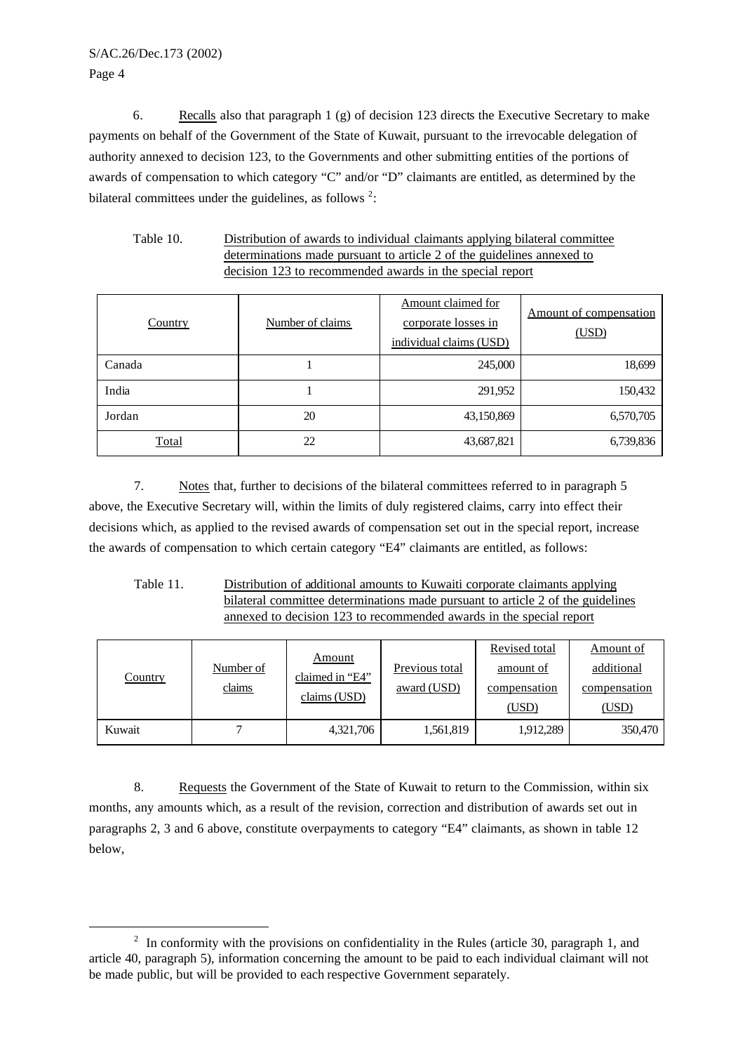6. Recalls also that paragraph 1 (g) of decision 123 directs the Executive Secretary to make payments on behalf of the Government of the State of Kuwait, pursuant to the irrevocable delegation of authority annexed to decision 123, to the Governments and other submitting entities of the portions of awards of compensation to which category "C" and/or "D" claimants are entitled, as determined by the bilateral committees under the guidelines, as follows [2]:

Table 10. Distribution of awards to individual claimants applying bilateral committee determinations made pursuant to article 2 of the guidelines annexed to decision 123 to recommended awards in the special report

| Country | Number of claims | Amount claimed for corporate losses in individual claims (USD) | Amount of compensation (USD) |
|---|---|---|---|
| Canada | 1 | 245,000 | 18,699 |
| India | 1 | 291,952 | 150,432 |
| Jordan | 20 | 43,150,869 | 6,570,705 |
| Total | 22 | 43,687,821 | 6,739,836 |

7. Notes that, further to decisions of the bilateral committees referred to in paragraph 5 above, the Executive Secretary will, within the limits of duly registered claims, carry into effect their decisions which, as applied to the revised awards of compensation set out in the special report, increase the awards of compensation to which certain category "E4" claimants are entitled, as follows:

Table 11. Distribution of additional amounts to Kuwaiti corporate claimants applying bilateral committee determinations made pursuant to article 2 of the guidelines annexed to decision 123 to recommended awards in the special report

| Country | Number of claims | Amount claimed in "E4" claims (USD) | Previous total award (USD) | Revised total amount of compensation (USD) | Amount of additional compensation (USD) |
|---|---|---|---|---|---|
| Kuwait | 7 | 4,321,706 | 1,561,819 | 1,912,289 | 350,470 |

8. Requests the Government of the State of Kuwait to return to the Commission, within six months, any amounts which, as a result of the revision, correction and distribution of awards set out in paragraphs 2, 3 and 6 above, constitute overpayments to category "E4" claimants, as shown in table 12 below,

[2] In conformity with the provisions on confidentiality in the Rules (article 30, paragraph 1, and article 40, paragraph 5), information concerning the amount to be paid to each individual claimant will not be made public, but will be provided to each respective Government separately.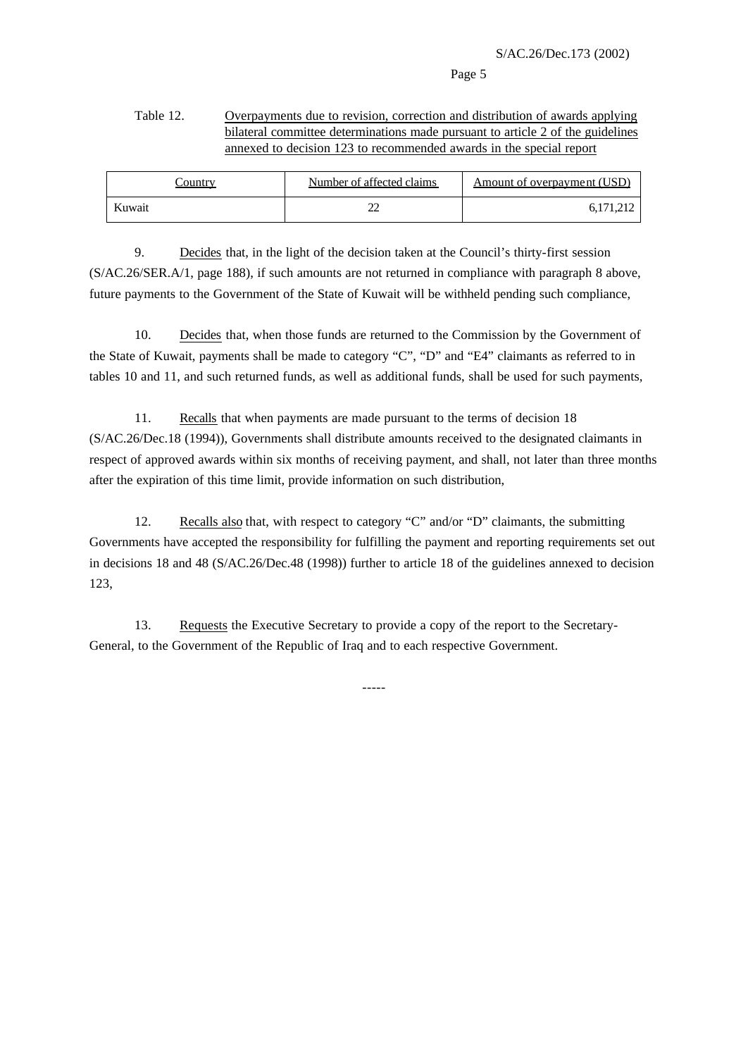Table 12. Overpayments due to revision, correction and distribution of awards applying bilateral committee determinations made pursuant to article 2 of the guidelines annexed to decision 123 to recommended awards in the special report

| Country | Number of affected claims | Amount of overpayment (USD) |
|---|---|---|
| Kuwait | 22 | 6,171,212 |

9. Decides that, in the light of the decision taken at the Council's thirty-first session (S/AC.26/SER.A/1, page 188), if such amounts are not returned in compliance with paragraph 8 above, future payments to the Government of the State of Kuwait will be withheld pending such compliance,

10. Decides that, when those funds are returned to the Commission by the Government of the State of Kuwait, payments shall be made to category "C", "D" and "E4" claimants as referred to in tables 10 and 11, and such returned funds, as well as additional funds, shall be used for such payments,

11. Recalls that when payments are made pursuant to the terms of decision 18 (S/AC.26/Dec.18 (1994)), Governments shall distribute amounts received to the designated claimants in respect of approved awards within six months of receiving payment, and shall, not later than three months after the expiration of this time limit, provide information on such distribution,

12. Recalls also that, with respect to category "C" and/or "D" claimants, the submitting Governments have accepted the responsibility for fulfilling the payment and reporting requirements set out in decisions 18 and 48 (S/AC.26/Dec.48 (1998)) further to article 18 of the guidelines annexed to decision 123,

13. Requests the Executive Secretary to provide a copy of the report to the Secretary-General, to the Government of the Republic of Iraq and to each respective Government.

-----